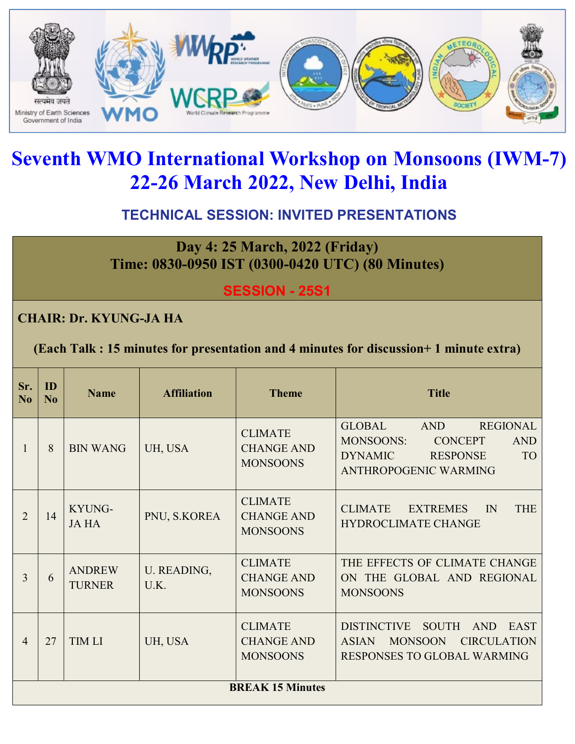# Seventh WMO International Workshop on Monsoons (IWM-7)
# 22-26 March 2022, New Delhi, India

## TECHNICAL SESSION: INVITED PRESENTATIONS

**Day 4: 25 March, 2022 (Friday)**
**Time: 0830-0950 IST (0300-0420 UTC) (80 Minutes)**

**SESSION - 25S1**

**CHAIR: Dr. KYUNG-JA HA**

**(Each Talk : 15 minutes for presentation and 4 minutes for discussion+ 1 minute extra)**

| Sr. No | ID No | Name | Affiliation | Theme | Title |
|---|---|---|---|---|---|
| 1 | 8 | BIN WANG | UH, USA | CLIMATE CHANGE AND MONSOONS | GLOBAL AND REGIONAL MONSOONS: CONCEPT AND DYNAMIC RESPONSE TO ANTHROPOGENIC WARMING |
| 2 | 14 | KYUNG-JA HA | PNU, S.KOREA | CLIMATE CHANGE AND MONSOONS | CLIMATE EXTREMES IN THE HYDROCLIMATE CHANGE |
| 3 | 6 | ANDREW TURNER | U. READING, U.K. | CLIMATE CHANGE AND MONSOONS | THE EFFECTS OF CLIMATE CHANGE ON THE GLOBAL AND REGIONAL MONSOONS |
| 4 | 27 | TIM LI | UH, USA | CLIMATE CHANGE AND MONSOONS | DISTINCTIVE SOUTH AND EAST ASIAN MONSOON CIRCULATION RESPONSES TO GLOBAL WARMING |
| **BREAK 15 Minutes** | | | | | |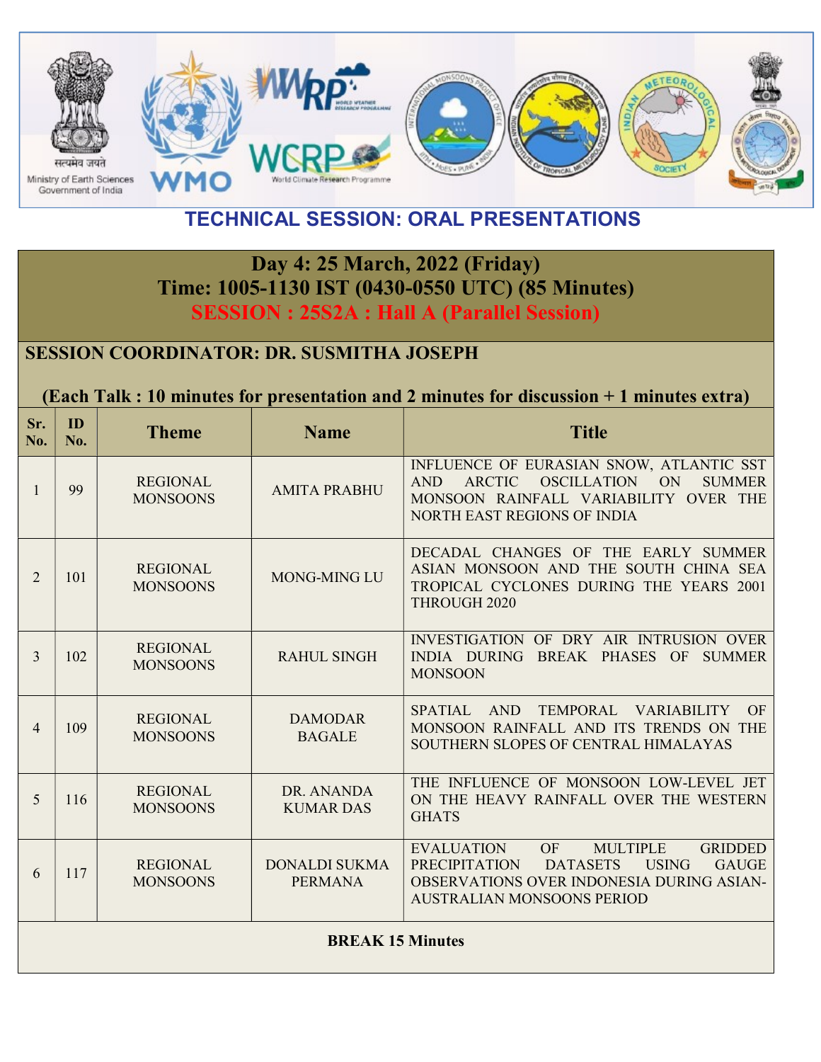## TECHNICAL SESSION: ORAL PRESENTATIONS

### Day 4: 25 March, 2022 (Friday)
### Time: 1005-1130 IST (0430-0550 UTC) (85 Minutes)
### SESSION : 25S2A : Hall A (Parallel Session)

**SESSION COORDINATOR: DR. SUSMITHA JOSEPH**

**(Each Talk : 10 minutes for presentation and 2 minutes for discussion + 1 minutes extra)**

| Sr. No. | ID No. | Theme | Name | Title |
|---|---|---|---|---|
| 1 | 99 | REGIONAL MONSOONS | AMITA PRABHU | INFLUENCE OF EURASIAN SNOW, ATLANTIC SST AND ARCTIC OSCILLATION ON SUMMER MONSOON RAINFALL VARIABILITY OVER THE NORTH EAST REGIONS OF INDIA |
| 2 | 101 | REGIONAL MONSOONS | MONG-MING LU | DECADAL CHANGES OF THE EARLY SUMMER ASIAN MONSOON AND THE SOUTH CHINA SEA TROPICAL CYCLONES DURING THE YEARS 2001 THROUGH 2020 |
| 3 | 102 | REGIONAL MONSOONS | RAHUL SINGH | INVESTIGATION OF DRY AIR INTRUSION OVER INDIA DURING BREAK PHASES OF SUMMER MONSOON |
| 4 | 109 | REGIONAL MONSOONS | DAMODAR BAGALE | SPATIAL AND TEMPORAL VARIABILITY OF MONSOON RAINFALL AND ITS TRENDS ON THE SOUTHERN SLOPES OF CENTRAL HIMALAYAS |
| 5 | 116 | REGIONAL MONSOONS | DR. ANANDA KUMAR DAS | THE INFLUENCE OF MONSOON LOW-LEVEL JET ON THE HEAVY RAINFALL OVER THE WESTERN GHATS |
| 6 | 117 | REGIONAL MONSOONS | DONALDI SUKMA PERMANA | EVALUATION OF MULTIPLE GRIDDED PRECIPITATION DATASETS USING GAUGE OBSERVATIONS OVER INDONESIA DURING ASIAN-AUSTRALIAN MONSOONS PERIOD |
| **BREAK 15 Minutes** | | | | |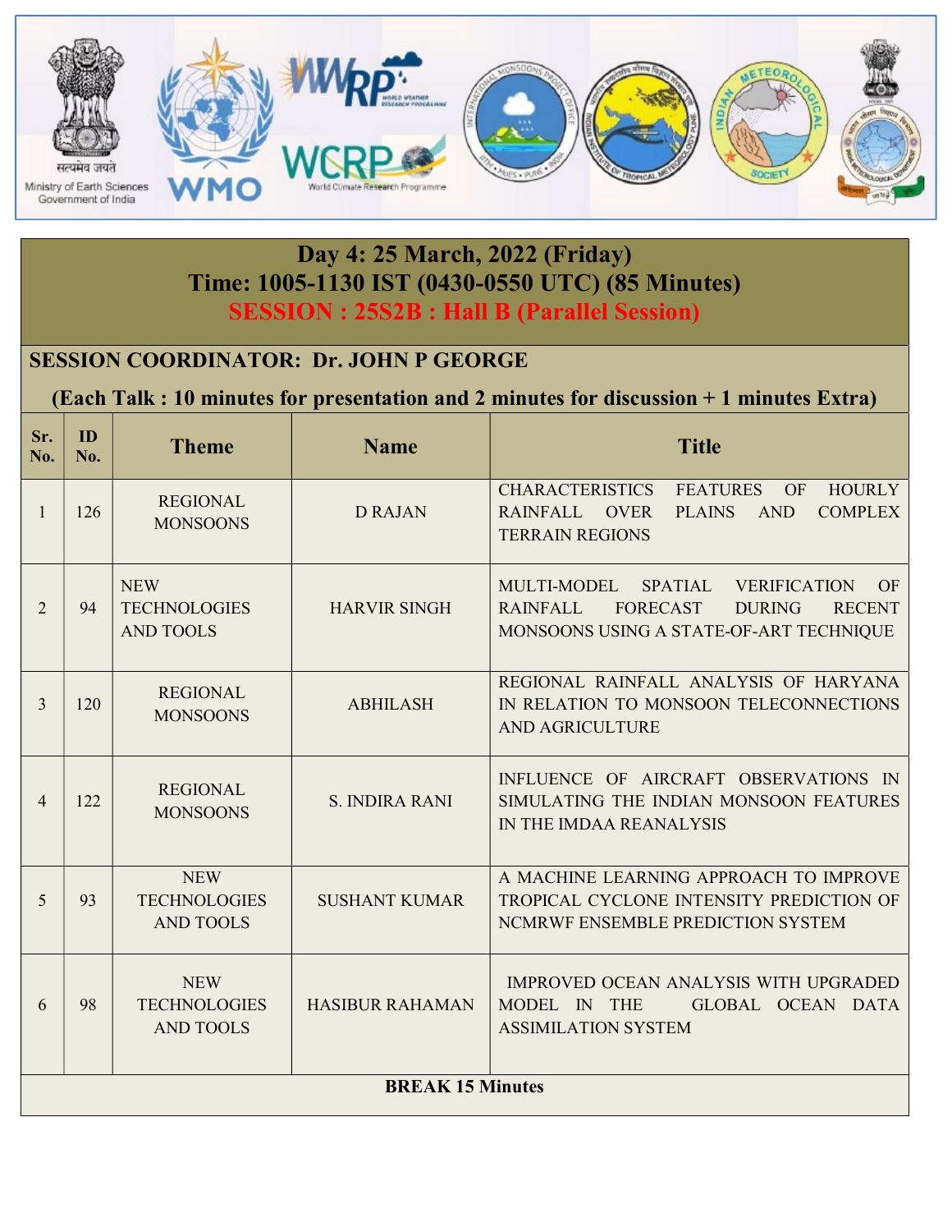## Day 4: 25 March, 2022 (Friday)
## Time: 1005-1130 IST (0430-0550 UTC) (85 Minutes)
## SESSION : 25S2B : Hall B (Parallel Session)

**SESSION COORDINATOR: Dr. JOHN P GEORGE**

**(Each Talk : 10 minutes for presentation and 2 minutes for discussion + 1 minutes Extra)**

| Sr. No. | ID No. | Theme | Name | Title |
|---|---|---|---|---|
| 1 | 126 | REGIONAL MONSOONS | D RAJAN | CHARACTERISTICS FEATURES OF HOURLY RAINFALL OVER PLAINS AND COMPLEX TERRAIN REGIONS |
| 2 | 94 | NEW TECHNOLOGIES AND TOOLS | HARVIR SINGH | MULTI-MODEL SPATIAL VERIFICATION OF RAINFALL FORECAST DURING RECENT MONSOONS USING A STATE-OF-ART TECHNIQUE |
| 3 | 120 | REGIONAL MONSOONS | ABHILASH | REGIONAL RAINFALL ANALYSIS OF HARYANA IN RELATION TO MONSOON TELECONNECTIONS AND AGRICULTURE |
| 4 | 122 | REGIONAL MONSOONS | S. INDIRA RANI | INFLUENCE OF AIRCRAFT OBSERVATIONS IN SIMULATING THE INDIAN MONSOON FEATURES IN THE IMDAA REANALYSIS |
| 5 | 93 | NEW TECHNOLOGIES AND TOOLS | SUSHANT KUMAR | A MACHINE LEARNING APPROACH TO IMPROVE TROPICAL CYCLONE INTENSITY PREDICTION OF NCMRWF ENSEMBLE PREDICTION SYSTEM |
| 6 | 98 | NEW TECHNOLOGIES AND TOOLS | HASIBUR RAHAMAN | IMPROVED OCEAN ANALYSIS WITH UPGRADED MODEL IN THE GLOBAL OCEAN DATA ASSIMILATION SYSTEM |
| **BREAK 15 Minutes** | | | | |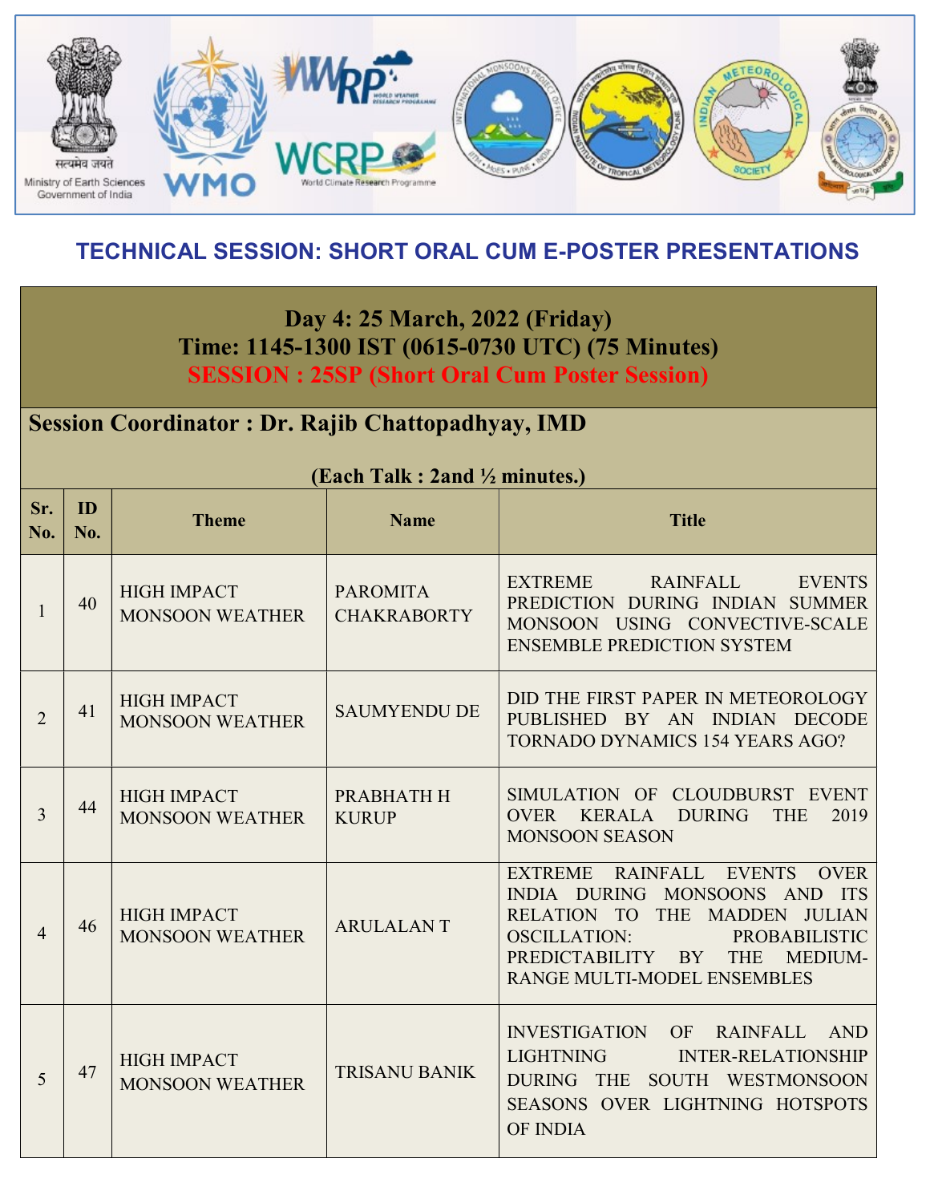## TECHNICAL SESSION: SHORT ORAL CUM E-POSTER PRESENTATIONS

**Day 4: 25 March, 2022 (Friday)**
**Time: 1145-1300 IST (0615-0730 UTC) (75 Minutes)**
**SESSION : 25SP (Short Oral Cum Poster Session)**

**Session Coordinator : Dr. Rajib Chattopadhyay, IMD**

**(Each Talk : 2and ½ minutes.)**

| Sr. No. | ID No. | Theme | Name | Title |
|---|---|---|---|---|
| 1 | 40 | HIGH IMPACT MONSOON WEATHER | PAROMITA CHAKRABORTY | EXTREME RAINFALL EVENTS PREDICTION DURING INDIAN SUMMER MONSOON USING CONVECTIVE-SCALE ENSEMBLE PREDICTION SYSTEM |
| 2 | 41 | HIGH IMPACT MONSOON WEATHER | SAUMYENDU DE | DID THE FIRST PAPER IN METEOROLOGY PUBLISHED BY AN INDIAN DECODE TORNADO DYNAMICS 154 YEARS AGO? |
| 3 | 44 | HIGH IMPACT MONSOON WEATHER | PRABHATH H KURUP | SIMULATION OF CLOUDBURST EVENT OVER KERALA DURING THE 2019 MONSOON SEASON |
| 4 | 46 | HIGH IMPACT MONSOON WEATHER | ARULALAN T | EXTREME RAINFALL EVENTS OVER INDIA DURING MONSOONS AND ITS RELATION TO THE MADDEN JULIAN OSCILLATION: PROBABILISTIC PREDICTABILITY BY THE MEDIUM-RANGE MULTI-MODEL ENSEMBLES |
| 5 | 47 | HIGH IMPACT MONSOON WEATHER | TRISANU BANIK | INVESTIGATION OF RAINFALL AND LIGHTNING INTER-RELATIONSHIP DURING THE SOUTH WESTMONSOON SEASONS OVER LIGHTNING HOTSPOTS OF INDIA |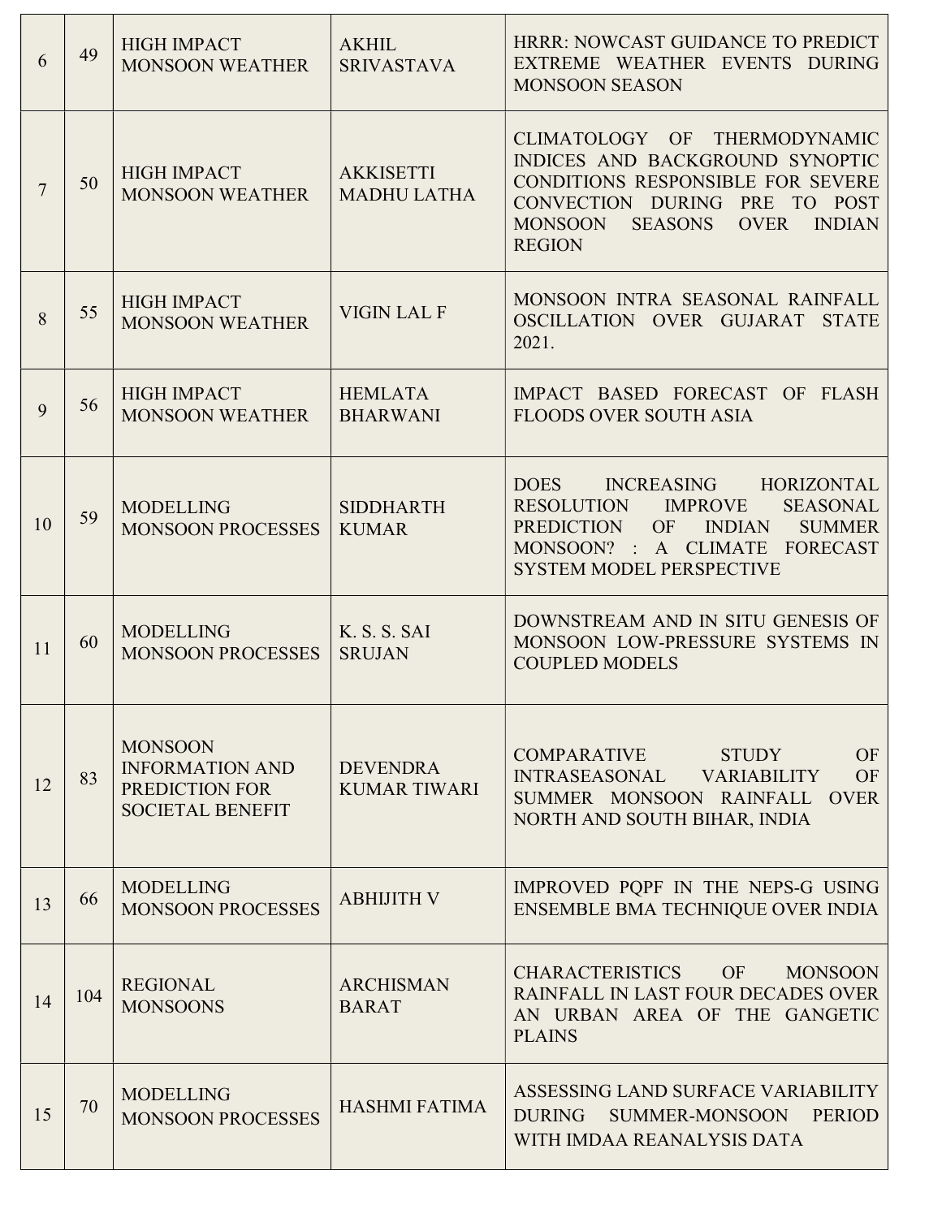| 6 | 49 | HIGH IMPACT MONSOON WEATHER | AKHIL SRIVASTAVA | HRRR: NOWCAST GUIDANCE TO PREDICT EXTREME WEATHER EVENTS DURING MONSOON SEASON |
|---|---|---|---|---|
| 7 | 50 | HIGH IMPACT MONSOON WEATHER | AKKISETTI MADHU LATHA | CLIMATOLOGY OF THERMODYNAMIC INDICES AND BACKGROUND SYNOPTIC CONDITIONS RESPONSIBLE FOR SEVERE CONVECTION DURING PRE TO POST MONSOON SEASONS OVER INDIAN REGION |
| 8 | 55 | HIGH IMPACT MONSOON WEATHER | VIGIN LAL F | MONSOON INTRA SEASONAL RAINFALL OSCILLATION OVER GUJARAT STATE 2021. |
| 9 | 56 | HIGH IMPACT MONSOON WEATHER | HEMLATA BHARWANI | IMPACT BASED FORECAST OF FLASH FLOODS OVER SOUTH ASIA |
| 10 | 59 | MODELLING MONSOON PROCESSES | SIDDHARTH KUMAR | DOES INCREASING HORIZONTAL RESOLUTION IMPROVE SEASONAL PREDICTION OF INDIAN SUMMER MONSOON? : A CLIMATE FORECAST SYSTEM MODEL PERSPECTIVE |
| 11 | 60 | MODELLING MONSOON PROCESSES | K. S. S. SAI SRUJAN | DOWNSTREAM AND IN SITU GENESIS OF MONSOON LOW-PRESSURE SYSTEMS IN COUPLED MODELS |
| 12 | 83 | MONSOON INFORMATION AND PREDICTION FOR SOCIETAL BENEFIT | DEVENDRA KUMAR TIWARI | COMPARATIVE STUDY OF INTRASEASONAL VARIABILITY OF SUMMER MONSOON RAINFALL OVER NORTH AND SOUTH BIHAR, INDIA |
| 13 | 66 | MODELLING MONSOON PROCESSES | ABHIJITH V | IMPROVED PQPF IN THE NEPS-G USING ENSEMBLE BMA TECHNIQUE OVER INDIA |
| 14 | 104 | REGIONAL MONSOONS | ARCHISMAN BARAT | CHARACTERISTICS OF MONSOON RAINFALL IN LAST FOUR DECADES OVER AN URBAN AREA OF THE GANGETIC PLAINS |
| 15 | 70 | MODELLING MONSOON PROCESSES | HASHMI FATIMA | ASSESSING LAND SURFACE VARIABILITY DURING SUMMER-MONSOON PERIOD WITH IMDAA REANALYSIS DATA |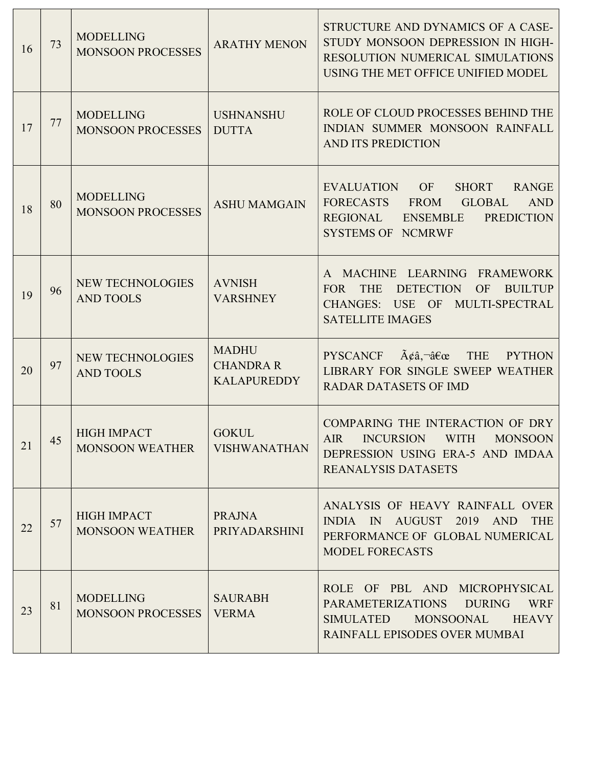| 16 | 73 | MODELLING MONSOON PROCESSES | ARATHY MENON | STRUCTURE AND DYNAMICS OF A CASE-STUDY MONSOON DEPRESSION IN HIGH-RESOLUTION NUMERICAL SIMULATIONS USING THE MET OFFICE UNIFIED MODEL |
|---|---|---|---|---|
| 17 | 77 | MODELLING MONSOON PROCESSES | USHNANSHU DUTTA | ROLE OF CLOUD PROCESSES BEHIND THE INDIAN SUMMER MONSOON RAINFALL AND ITS PREDICTION |
| 18 | 80 | MODELLING MONSOON PROCESSES | ASHU MAMGAIN | EVALUATION OF SHORT RANGE FORECASTS FROM GLOBAL AND REGIONAL ENSEMBLE PREDICTION SYSTEMS OF NCMRWF |
| 19 | 96 | NEW TECHNOLOGIES AND TOOLS | AVNISH VARSHNEY | A MACHINE LEARNING FRAMEWORK FOR THE DETECTION OF BUILTUP CHANGES: USE OF MULTI-SPECTRAL SATELLITE IMAGES |
| 20 | 97 | NEW TECHNOLOGIES AND TOOLS | MADHU CHANDRA R KALAPUREDDY | PYSCANCF Ã¢â‚¬â€œ THE PYTHON LIBRARY FOR SINGLE SWEEP WEATHER RADAR DATASETS OF IMD |
| 21 | 45 | HIGH IMPACT MONSOON WEATHER | GOKUL VISHWANATHAN | COMPARING THE INTERACTION OF DRY AIR INCURSION WITH MONSOON DEPRESSION USING ERA-5 AND IMDAA REANALYSIS DATASETS |
| 22 | 57 | HIGH IMPACT MONSOON WEATHER | PRAJNA PRIYADARSHINI | ANALYSIS OF HEAVY RAINFALL OVER INDIA IN AUGUST 2019 AND THE PERFORMANCE OF GLOBAL NUMERICAL MODEL FORECASTS |
| 23 | 81 | MODELLING MONSOON PROCESSES | SAURABH VERMA | ROLE OF PBL AND MICROPHYSICAL PARAMETERIZATIONS DURING WRF SIMULATED MONSOONAL HEAVY RAINFALL EPISODES OVER MUMBAI |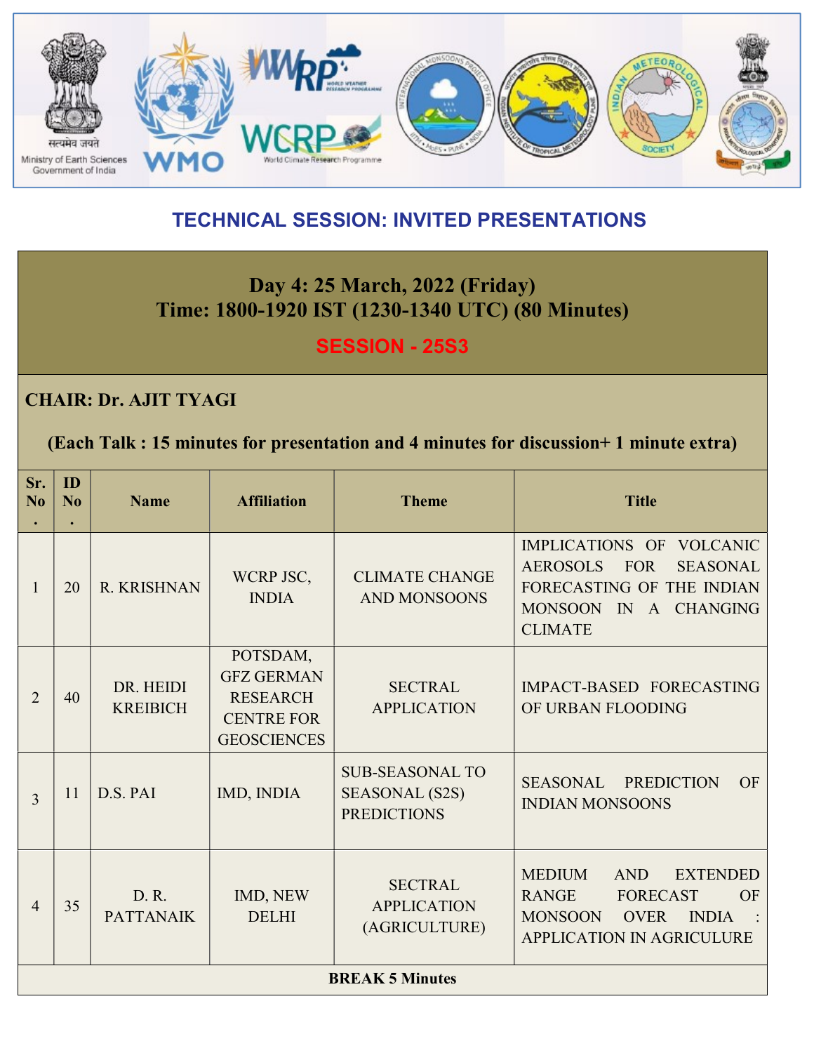## TECHNICAL SESSION: INVITED PRESENTATIONS

| Day 4: 25 March, 2022 (Friday)<br>Time: 1800-1920 IST (1230-1340 UTC) (80 Minutes)<br>SESSION - 25S3 | | | | | |
|---|---|---|---|---|---|
| **CHAIR: Dr. AJIT TYAGI**<br>**(Each Talk : 15 minutes for presentation and 4 minutes for discussion+ 1 minute extra)** | | | | | |
| **Sr. No.** | **ID No.** | **Name** | **Affiliation** | **Theme** | **Title** |
| 1 | 20 | R. KRISHNAN | WCRP JSC, INDIA | CLIMATE CHANGE AND MONSOONS | IMPLICATIONS OF VOLCANIC AEROSOLS FOR SEASONAL FORECASTING OF THE INDIAN MONSOON IN A CHANGING CLIMATE |
| 2 | 40 | DR. HEIDI KREIBICH | POTSDAM, GFZ GERMAN RESEARCH CENTRE FOR GEOSCIENCES | SECTRAL APPLICATION | IMPACT-BASED FORECASTING OF URBAN FLOODING |
| 3 | 11 | D.S. PAI | IMD, INDIA | SUB-SEASONAL TO SEASONAL (S2S) PREDICTIONS | SEASONAL PREDICTION OF INDIAN MONSOONS |
| 4 | 35 | D. R. PATTANAIK | IMD, NEW DELHI | SECTRAL APPLICATION (AGRICULTURE) | MEDIUM AND EXTENDED RANGE FORECAST OF MONSOON OVER INDIA : APPLICATION IN AGRICULURE |
| **BREAK 5 Minutes** | | | | | |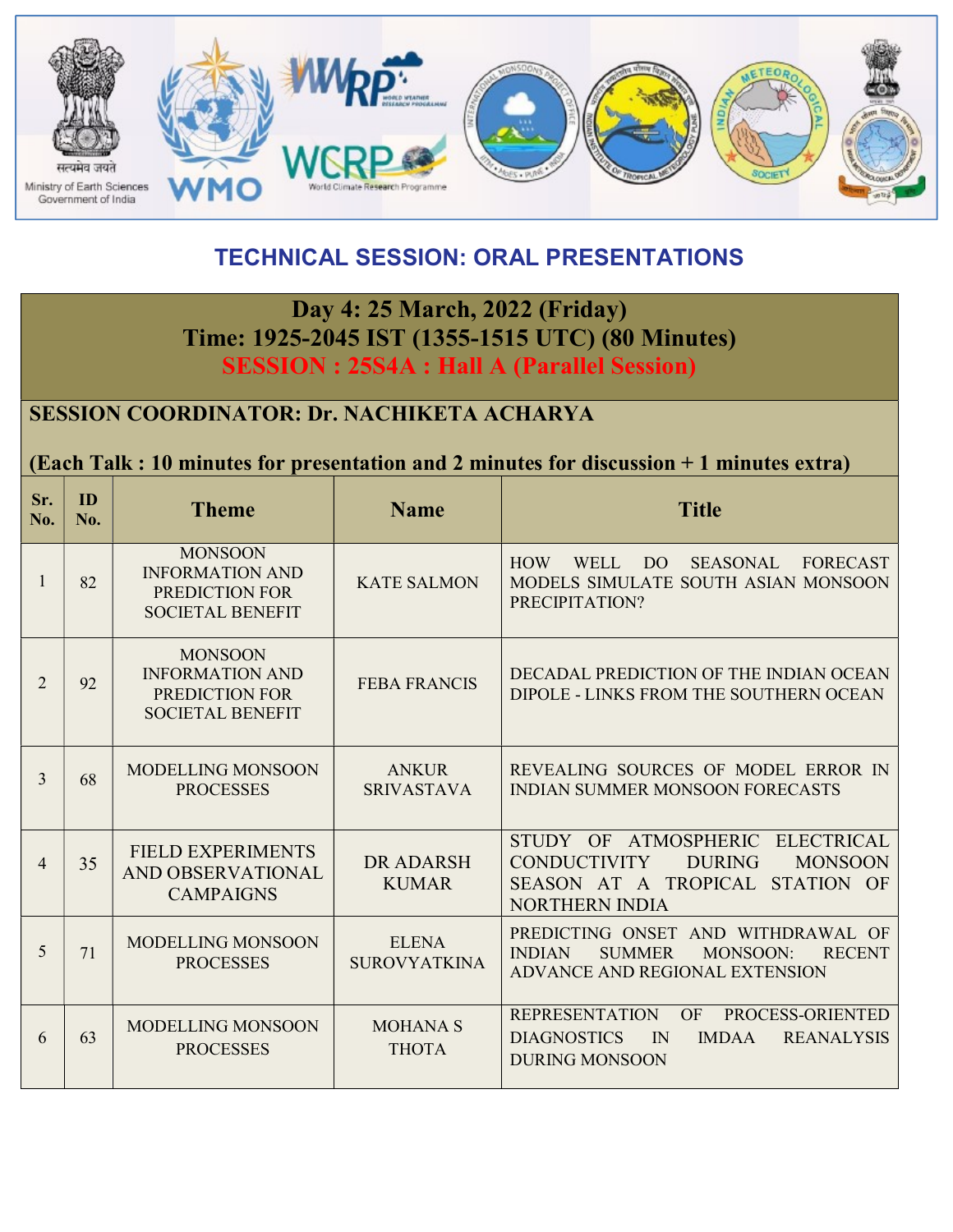## TECHNICAL SESSION: ORAL PRESENTATIONS

**Day 4: 25 March, 2022 (Friday)**
**Time: 1925-2045 IST (1355-1515 UTC) (80 Minutes)**
**SESSION : 25S4A : Hall A (Parallel Session)**

**SESSION COORDINATOR: Dr. NACHIKETA ACHARYA**

**(Each Talk : 10 minutes for presentation and 2 minutes for discussion + 1 minutes extra)**

| Sr. No. | ID No. | Theme | Name | Title |
|---|---|---|---|---|
| 1 | 82 | MONSOON INFORMATION AND PREDICTION FOR SOCIETAL BENEFIT | KATE SALMON | HOW WELL DO SEASONAL FORECAST MODELS SIMULATE SOUTH ASIAN MONSOON PRECIPITATION? |
| 2 | 92 | MONSOON INFORMATION AND PREDICTION FOR SOCIETAL BENEFIT | FEBA FRANCIS | DECADAL PREDICTION OF THE INDIAN OCEAN DIPOLE - LINKS FROM THE SOUTHERN OCEAN |
| 3 | 68 | MODELLING MONSOON PROCESSES | ANKUR SRIVASTAVA | REVEALING SOURCES OF MODEL ERROR IN INDIAN SUMMER MONSOON FORECASTS |
| 4 | 35 | FIELD EXPERIMENTS AND OBSERVATIONAL CAMPAIGNS | DR ADARSH KUMAR | STUDY OF ATMOSPHERIC ELECTRICAL CONDUCTIVITY DURING MONSOON SEASON AT A TROPICAL STATION OF NORTHERN INDIA |
| 5 | 71 | MODELLING MONSOON PROCESSES | ELENA SUROVYATKINA | PREDICTING ONSET AND WITHDRAWAL OF INDIAN SUMMER MONSOON: RECENT ADVANCE AND REGIONAL EXTENSION |
| 6 | 63 | MODELLING MONSOON PROCESSES | MOHANA S THOTA | REPRESENTATION OF PROCESS-ORIENTED DIAGNOSTICS IN IMDAA REANALYSIS DURING MONSOON |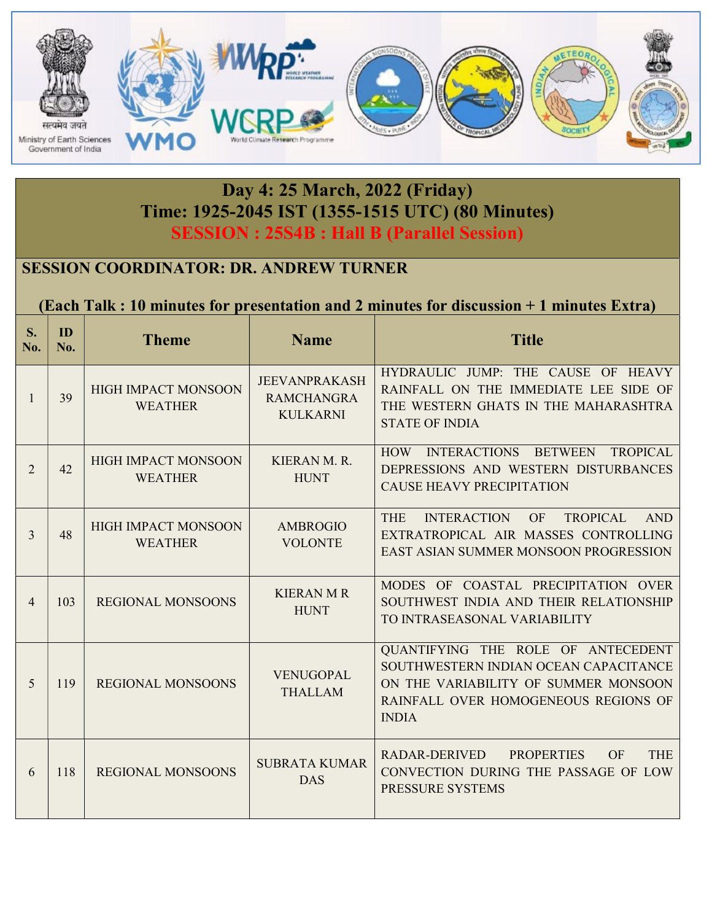## Day 4: 25 March, 2022 (Friday)
## Time: 1925-2045 IST (1355-1515 UTC) (80 Minutes)
## SESSION : 25S4B : Hall B (Parallel Session)

**SESSION COORDINATOR: DR. ANDREW TURNER**

**(Each Talk : 10 minutes for presentation and 2 minutes for discussion + 1 minutes Extra)**

| S. No. | ID No. | Theme | Name | Title |
|---|---|---|---|---|
| 1 | 39 | HIGH IMPACT MONSOON WEATHER | JEEVANPRAKASH RAMCHANGRA KULKARNI | HYDRAULIC JUMP: THE CAUSE OF HEAVY RAINFALL ON THE IMMEDIATE LEE SIDE OF THE WESTERN GHATS IN THE MAHARASHTRA STATE OF INDIA |
| 2 | 42 | HIGH IMPACT MONSOON WEATHER | KIERAN M. R. HUNT | HOW INTERACTIONS BETWEEN TROPICAL DEPRESSIONS AND WESTERN DISTURBANCES CAUSE HEAVY PRECIPITATION |
| 3 | 48 | HIGH IMPACT MONSOON WEATHER | AMBROGIO VOLONTE | THE INTERACTION OF TROPICAL AND EXTRATROPICAL AIR MASSES CONTROLLING EAST ASIAN SUMMER MONSOON PROGRESSION |
| 4 | 103 | REGIONAL MONSOONS | KIERAN M R HUNT | MODES OF COASTAL PRECIPITATION OVER SOUTHWEST INDIA AND THEIR RELATIONSHIP TO INTRASEASONAL VARIABILITY |
| 5 | 119 | REGIONAL MONSOONS | VENUGOPAL THALLAM | QUANTIFYING THE ROLE OF ANTECEDENT SOUTHWESTERN INDIAN OCEAN CAPACITANCE ON THE VARIABILITY OF SUMMER MONSOON RAINFALL OVER HOMOGENEOUS REGIONS OF INDIA |
| 6 | 118 | REGIONAL MONSOONS | SUBRATA KUMAR DAS | RADAR-DERIVED PROPERTIES OF THE CONVECTION DURING THE PASSAGE OF LOW PRESSURE SYSTEMS |